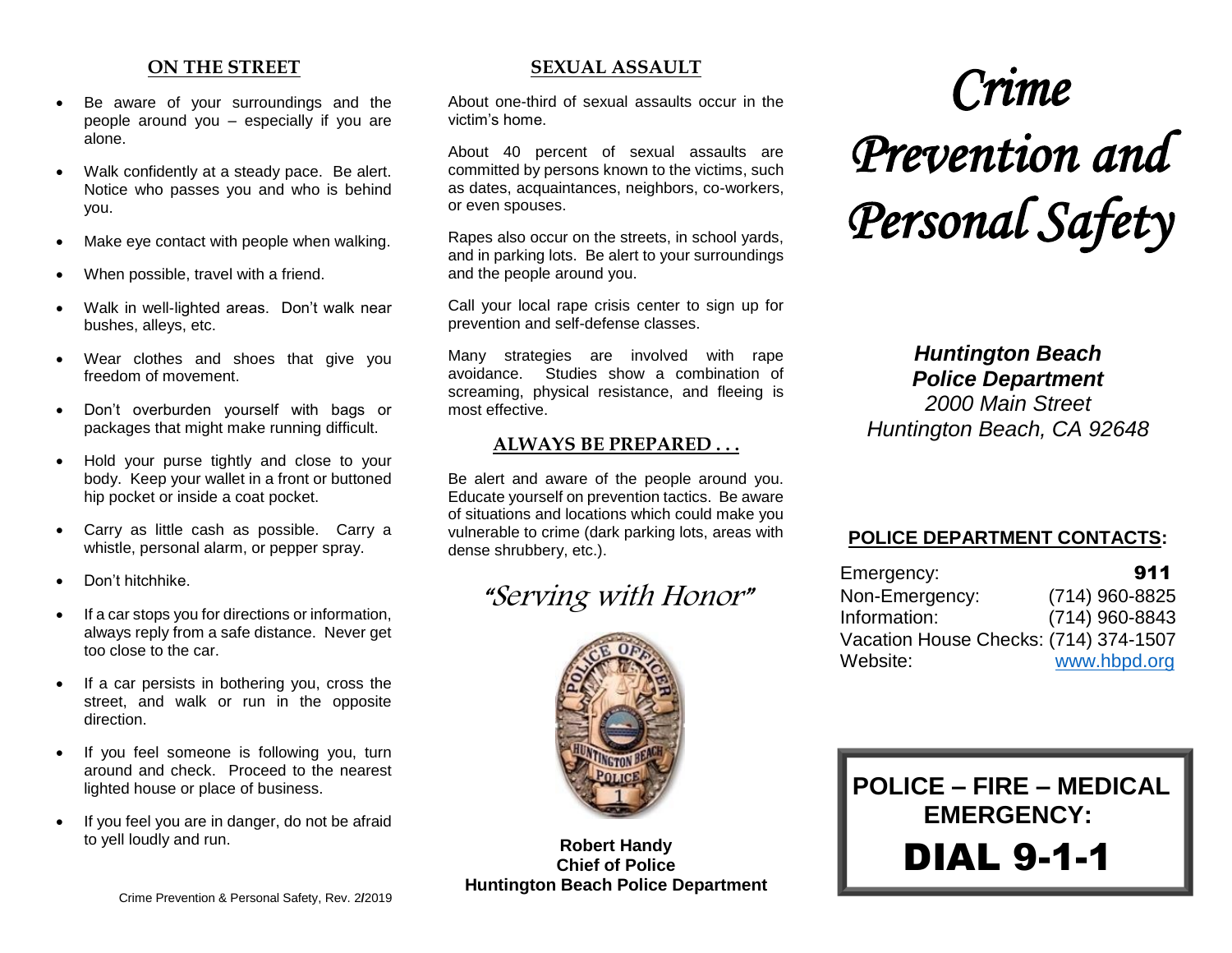## ON THE STREET

- Be aware of your surroundings and the people around you – especially if you are alone.
- Walk confidently at a steady pace. Be alert. Notice who passes you and who is behind you.
- Make eye contact with people when walking.
- When possible, travel with a friend.
- Walk in well-lighted areas. Don't walk near bushes, alleys, etc.
- Wear clothes and shoes that give you freedom of movement.
- Don't overburden yourself with bags or packages that might make running difficult.
- Hold your purse tightly and close to your body. Keep your wallet in a front or buttoned hip pocket or inside a coat pocket.
- Carry as little cash as possible. Carry a whistle, personal alarm, or pepper spray.
- Don't hitchhike.
- If a car stops you for directions or information, always reply from a safe distance. Never get too close to the car.
- If a car persists in bothering you, cross the street, and walk or run in the opposite direction.
- If you feel someone is following you, turn around and check. Proceed to the nearest lighted house or place of business.
- If you feel you are in danger, do not be afraid to yell loudly and run.

Crime Prevention & Personal Safety, Rev. 2/2019

## SEXUAL ASSAULT

About one-third of sexual assaults occur in the victim's home.

About 40 percent of sexual assaults are committed by persons known to the victims, such as dates, acquaintances, neighbors, co-workers, or even spouses.

Rapes also occur on the streets, in school yards, and in parking lots. Be alert to your surroundings and the people around you.

Call your local rape crisis center to sign up for prevention and self-defense classes.

Many strategies are involved with rape avoidance. Studies show a combination of screaming, physical resistance, and fleeing is most effective.

## ALWAYS BE PREPARED . . .

Be alert and aware of the people around you. Educate yourself on prevention tactics. Be aware of situations and locations which could make you vulnerable to crime (dark parking lots, areas with dense shrubbery, etc.).

*"Serving with Honor"*

**Robert Handy**
**Chief of Police**
**Huntington Beach Police Department**

# *Crime Prevention and Personal Safety*

***Huntington Beach Police Department***
*2000 Main Street*
*Huntington Beach, CA 92648*

**POLICE DEPARTMENT CONTACTS:**

| | |
|---|---|
| Emergency: | **911** |
| Non-Emergency: | (714) 960-8825 |
| Information: | (714) 960-8843 |
| Vacation House Checks: | (714) 374-1507 |
| Website: | www.hbpd.org |

**POLICE – FIRE – MEDICAL EMERGENCY:**

**DIAL 9-1-1**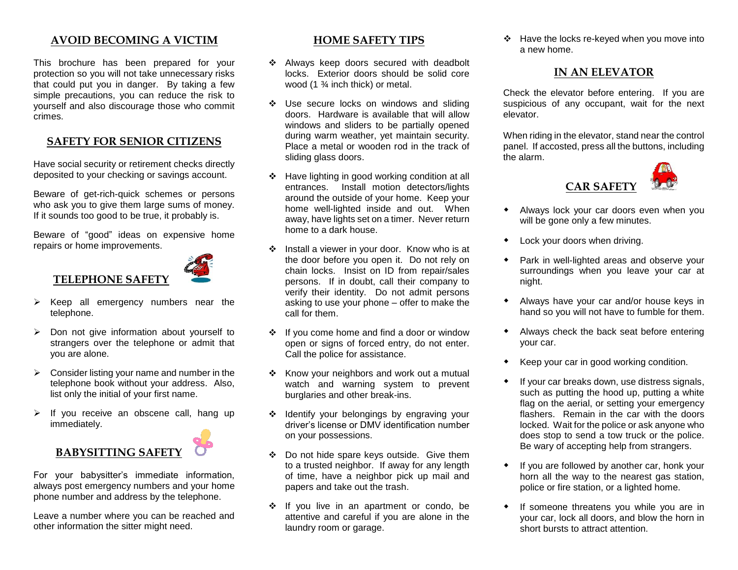## AVOID BECOMING A VICTIM

This brochure has been prepared for your protection so you will not take unnecessary risks that could put you in danger. By taking a few simple precautions, you can reduce the risk to yourself and also discourage those who commit crimes.

## SAFETY FOR SENIOR CITIZENS

Have social security or retirement checks directly deposited to your checking or savings account.

Beware of get-rich-quick schemes or persons who ask you to give them large sums of money. If it sounds too good to be true, it probably is.

Beware of "good" ideas on expensive home repairs or home improvements.

## TELEPHONE SAFETY

- Keep all emergency numbers near the telephone.
- Don not give information about yourself to strangers over the telephone or admit that you are alone.
- Consider listing your name and number in the telephone book without your address. Also, list only the initial of your first name.
- If you receive an obscene call, hang up immediately.

## BABYSITTING SAFETY

For your babysitter's immediate information, always post emergency numbers and your home phone number and address by the telephone.

Leave a number where you can be reached and other information the sitter might need.

## HOME SAFETY TIPS

- Always keep doors secured with deadbolt locks. Exterior doors should be solid core wood (1 ¾ inch thick) or metal.
- Use secure locks on windows and sliding doors. Hardware is available that will allow windows and sliders to be partially opened during warm weather, yet maintain security. Place a metal or wooden rod in the track of sliding glass doors.
- Have lighting in good working condition at all entrances. Install motion detectors/lights around the outside of your home. Keep your home well-lighted inside and out. When away, have lights set on a timer. Never return home to a dark house.
- Install a viewer in your door. Know who is at the door before you open it. Do not rely on chain locks. Insist on ID from repair/sales persons. If in doubt, call their company to verify their identity. Do not admit persons asking to use your phone – offer to make the call for them.
- If you come home and find a door or window open or signs of forced entry, do not enter. Call the police for assistance.
- Know your neighbors and work out a mutual watch and warning system to prevent burglaries and other break-ins.
- Identify your belongings by engraving your driver's license or DMV identification number on your possessions.
- Do not hide spare keys outside. Give them to a trusted neighbor. If away for any length of time, have a neighbor pick up mail and papers and take out the trash.
- If you live in an apartment or condo, be attentive and careful if you are alone in the laundry room or garage.
- Have the locks re-keyed when you move into a new home.

## IN AN ELEVATOR

Check the elevator before entering. If you are suspicious of any occupant, wait for the next elevator.

When riding in the elevator, stand near the control panel. If accosted, press all the buttons, including the alarm.

## CAR SAFETY

- Always lock your car doors even when you will be gone only a few minutes.
- Lock your doors when driving.
- Park in well-lighted areas and observe your surroundings when you leave your car at night.
- Always have your car and/or house keys in hand so you will not have to fumble for them.
- Always check the back seat before entering your car.
- Keep your car in good working condition.
- If your car breaks down, use distress signals, such as putting the hood up, putting a white flag on the aerial, or setting your emergency flashers. Remain in the car with the doors locked. Wait for the police or ask anyone who does stop to send a tow truck or the police. Be wary of accepting help from strangers.
- If you are followed by another car, honk your horn all the way to the nearest gas station, police or fire station, or a lighted home.
- If someone threatens you while you are in your car, lock all doors, and blow the horn in short bursts to attract attention.